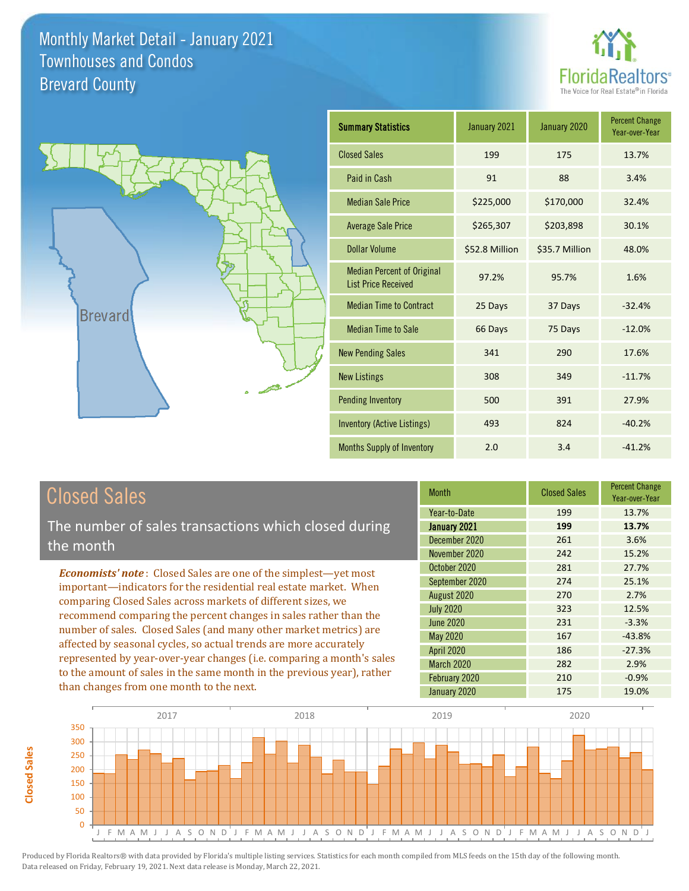# Monthly Market Detail - January 2021
## Townhouses and Condos
## Brevard County

FloridaRealtors®
The Voice for Real Estate® in Florida

Brevard

| Summary Statistics | January 2021 | January 2020 | Percent Change Year-over-Year |
|---|---|---|---|
| Closed Sales | 199 | 175 | 13.7% |
| Paid in Cash | 91 | 88 | 3.4% |
| Median Sale Price | $225,000 | $170,000 | 32.4% |
| Average Sale Price | $265,307 | $203,898 | 30.1% |
| Dollar Volume | $52.8 Million | $35.7 Million | 48.0% |
| Median Percent of Original List Price Received | 97.2% | 95.7% | 1.6% |
| Median Time to Contract | 25 Days | 37 Days | -32.4% |
| Median Time to Sale | 66 Days | 75 Days | -12.0% |
| New Pending Sales | 341 | 290 | 17.6% |
| New Listings | 308 | 349 | -11.7% |
| Pending Inventory | 500 | 391 | 27.9% |
| Inventory (Active Listings) | 493 | 824 | -40.2% |
| Months Supply of Inventory | 2.0 | 3.4 | -41.2% |

## Closed Sales

The number of sales transactions which closed during the month

***Economists' note***: Closed Sales are one of the simplest—yet most important—indicators for the residential real estate market. When comparing Closed Sales across markets of different sizes, we recommend comparing the percent changes in sales rather than the number of sales. Closed Sales (and many other market metrics) are affected by seasonal cycles, so actual trends are more accurately represented by year-over-year changes (i.e. comparing a month's sales to the amount of sales in the same month in the previous year), rather than changes from one month to the next.

| Month | Closed Sales | Percent Change Year-over-Year |
|---|---|---|
| Year-to-Date | 199 | 13.7% |
| **January 2021** | **199** | **13.7%** |
| December 2020 | 261 | 3.6% |
| November 2020 | 242 | 15.2% |
| October 2020 | 281 | 27.7% |
| September 2020 | 274 | 25.1% |
| August 2020 | 270 | 2.7% |
| July 2020 | 323 | 12.5% |
| June 2020 | 231 | -3.3% |
| May 2020 | 167 | -43.8% |
| April 2020 | 186 | -27.3% |
| March 2020 | 282 | 2.9% |
| February 2020 | 210 | -0.9% |
| January 2020 | 175 | 19.0% |

Produced by Florida Realtors® with data provided by Florida's multiple listing services. Statistics for each month compiled from MLS feeds on the 15th day of the following month. Data released on Friday, February 19, 2021. Next data release is Monday, March 22, 2021.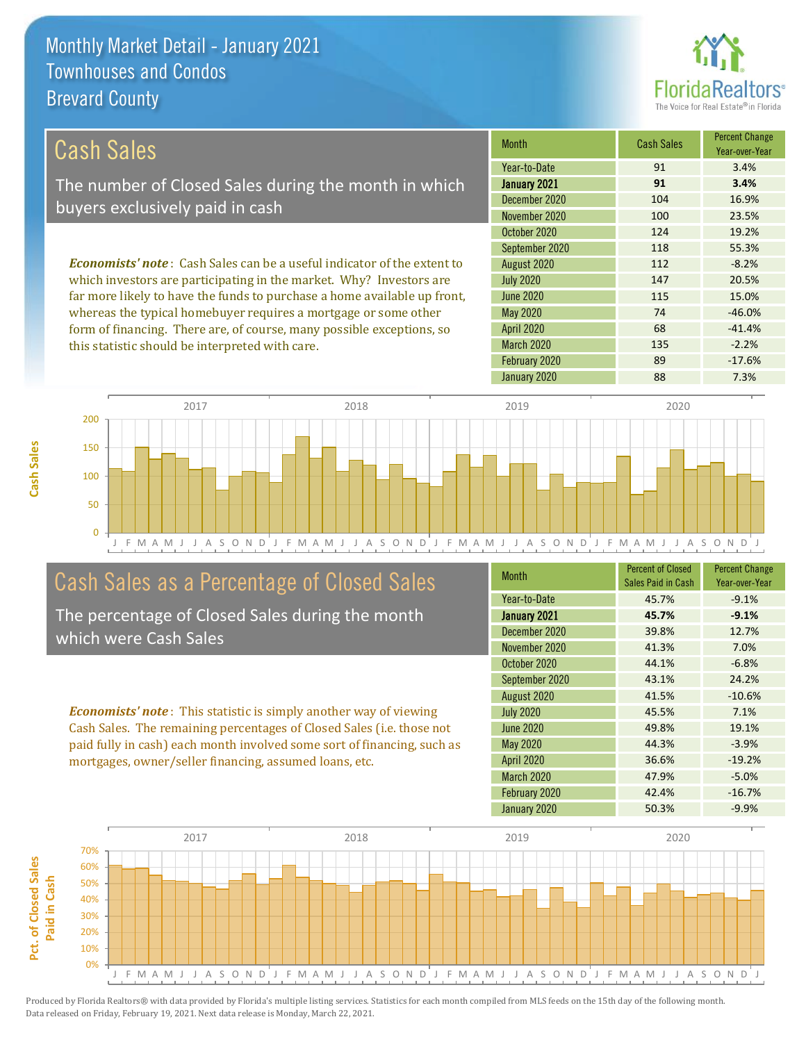# Monthly Market Detail - January 2021
## Townhouses and Condos
## Brevard County

## Cash Sales

The number of Closed Sales during the month in which buyers exclusively paid in cash

*Economists' note*: Cash Sales can be a useful indicator of the extent to which investors are participating in the market. Why? Investors are far more likely to have the funds to purchase a home available up front, whereas the typical homebuyer requires a mortgage or some other form of financing. There are, of course, many possible exceptions, so this statistic should be interpreted with care.

| Month | Cash Sales | Percent Change Year-over-Year |
|---|---|---|
| Year-to-Date | 91 | 3.4% |
| **January 2021** | **91** | **3.4%** |
| December 2020 | 104 | 16.9% |
| November 2020 | 100 | 23.5% |
| October 2020 | 124 | 19.2% |
| September 2020 | 118 | 55.3% |
| August 2020 | 112 | -8.2% |
| July 2020 | 147 | 20.5% |
| June 2020 | 115 | 15.0% |
| May 2020 | 74 | -46.0% |
| April 2020 | 68 | -41.4% |
| March 2020 | 135 | -2.2% |
| February 2020 | 89 | -17.6% |
| January 2020 | 88 | 7.3% |

## Cash Sales as a Percentage of Closed Sales

The percentage of Closed Sales during the month which were Cash Sales

*Economists' note*: This statistic is simply another way of viewing Cash Sales. The remaining percentages of Closed Sales (i.e. those not paid fully in cash) each month involved some sort of financing, such as mortgages, owner/seller financing, assumed loans, etc.

| Month | Percent of Closed Sales Paid in Cash | Percent Change Year-over-Year |
|---|---|---|
| Year-to-Date | 45.7% | -9.1% |
| **January 2021** | **45.7%** | **-9.1%** |
| December 2020 | 39.8% | 12.7% |
| November 2020 | 41.3% | 7.0% |
| October 2020 | 44.1% | -6.8% |
| September 2020 | 43.1% | 24.2% |
| August 2020 | 41.5% | -10.6% |
| July 2020 | 45.5% | 7.1% |
| June 2020 | 49.8% | 19.1% |
| May 2020 | 44.3% | -3.9% |
| April 2020 | 36.6% | -19.2% |
| March 2020 | 47.9% | -5.0% |
| February 2020 | 42.4% | -16.7% |
| January 2020 | 50.3% | -9.9% |

Produced by Florida Realtors® with data provided by Florida's multiple listing services. Statistics for each month compiled from MLS feeds on the 15th day of the following month. Data released on Friday, February 19, 2021. Next data release is Monday, March 22, 2021.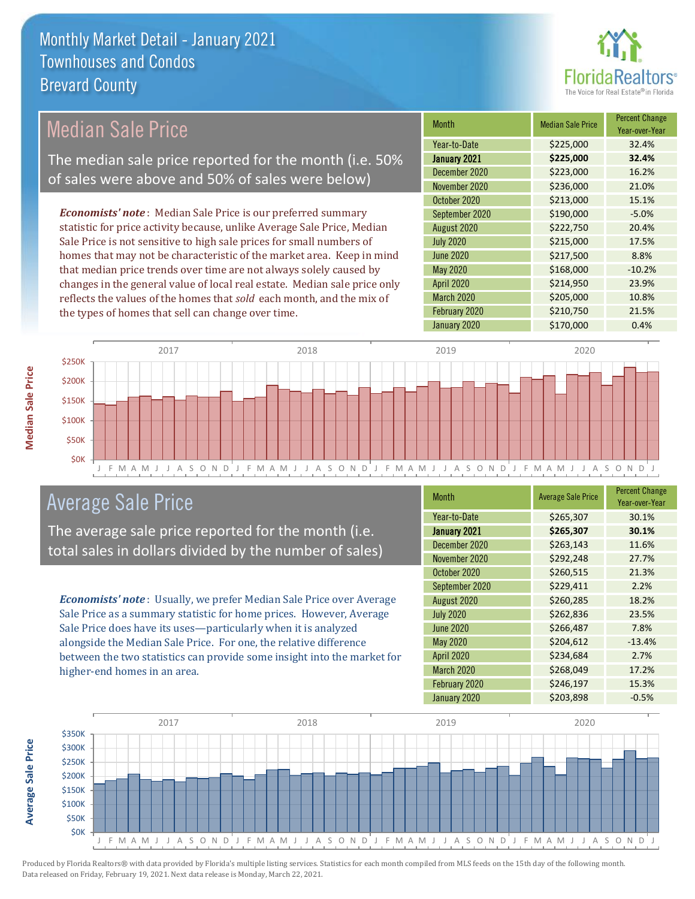# Monthly Market Detail - January 2021
## Townhouses and Condos
## Brevard County

## Median Sale Price

The median sale price reported for the month (i.e. 50% of sales were above and 50% of sales were below)

*Economists' note*: Median Sale Price is our preferred summary statistic for price activity because, unlike Average Sale Price, Median Sale Price is not sensitive to high sale prices for small numbers of homes that may not be characteristic of the market area. Keep in mind that median price trends over time are not always solely caused by changes in the general value of local real estate. Median sale price only reflects the values of the homes that *sold* each month, and the mix of the types of homes that sell can change over time.

| Month | Median Sale Price | Percent Change Year-over-Year |
|---|---|---|
| Year-to-Date | $225,000 | 32.4% |
| **January 2021** | **$225,000** | **32.4%** |
| December 2020 | $223,000 | 16.2% |
| November 2020 | $236,000 | 21.0% |
| October 2020 | $213,000 | 15.1% |
| September 2020 | $190,000 | -5.0% |
| August 2020 | $222,750 | 20.4% |
| July 2020 | $215,000 | 17.5% |
| June 2020 | $217,500 | 8.8% |
| May 2020 | $168,000 | -10.2% |
| April 2020 | $214,950 | 23.9% |
| March 2020 | $205,000 | 10.8% |
| February 2020 | $210,750 | 21.5% |
| January 2020 | $170,000 | 0.4% |

## Average Sale Price

The average sale price reported for the month (i.e. total sales in dollars divided by the number of sales)

*Economists' note*: Usually, we prefer Median Sale Price over Average Sale Price as a summary statistic for home prices. However, Average Sale Price does have its uses—particularly when it is analyzed alongside the Median Sale Price. For one, the relative difference between the two statistics can provide some insight into the market for higher-end homes in an area.

| Month | Average Sale Price | Percent Change Year-over-Year |
|---|---|---|
| Year-to-Date | $265,307 | 30.1% |
| **January 2021** | **$265,307** | **30.1%** |
| December 2020 | $263,143 | 11.6% |
| November 2020 | $292,248 | 27.7% |
| October 2020 | $260,515 | 21.3% |
| September 2020 | $229,411 | 2.2% |
| August 2020 | $260,285 | 18.2% |
| July 2020 | $262,836 | 23.5% |
| June 2020 | $266,487 | 7.8% |
| May 2020 | $204,612 | -13.4% |
| April 2020 | $234,684 | 2.7% |
| March 2020 | $268,049 | 17.2% |
| February 2020 | $246,197 | 15.3% |
| January 2020 | $203,898 | -0.5% |

Produced by Florida Realtors® with data provided by Florida's multiple listing services. Statistics for each month compiled from MLS feeds on the 15th day of the following month. Data released on Friday, February 19, 2021. Next data release is Monday, March 22, 2021.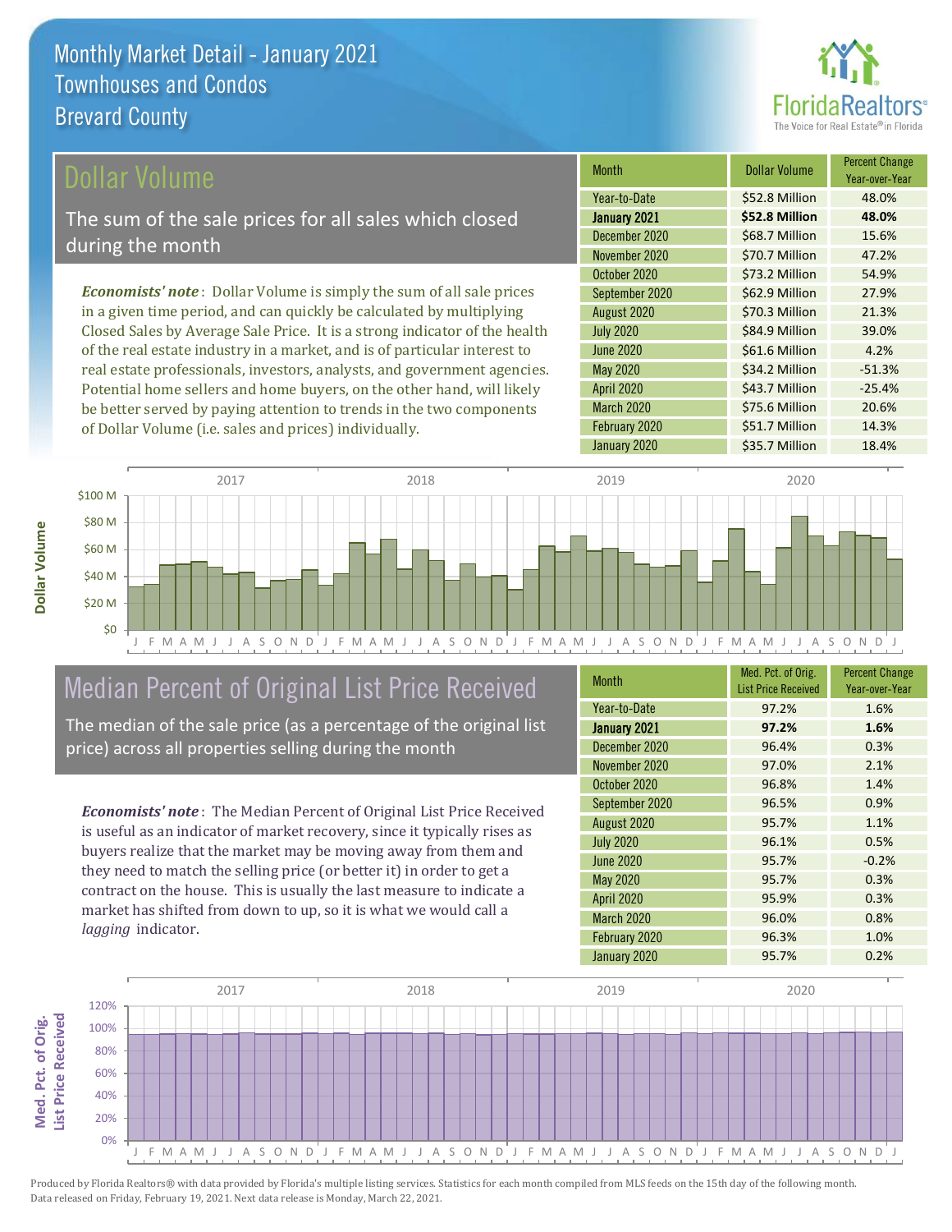# Monthly Market Detail - January 2021
## Townhouses and Condos
## Brevard County

## Dollar Volume

The sum of the sale prices for all sales which closed during the month

*Economists' note*: Dollar Volume is simply the sum of all sale prices in a given time period, and can quickly be calculated by multiplying Closed Sales by Average Sale Price. It is a strong indicator of the health of the real estate industry in a market, and is of particular interest to real estate professionals, investors, analysts, and government agencies. Potential home sellers and home buyers, on the other hand, will likely be better served by paying attention to trends in the two components of Dollar Volume (i.e. sales and prices) individually.

| Month | Dollar Volume | Percent Change Year-over-Year |
|---|---|---|
| Year-to-Date | $52.8 Million | 48.0% |
| **January 2021** | **$52.8 Million** | **48.0%** |
| December 2020 | $68.7 Million | 15.6% |
| November 2020 | $70.7 Million | 47.2% |
| October 2020 | $73.2 Million | 54.9% |
| September 2020 | $62.9 Million | 27.9% |
| August 2020 | $70.3 Million | 21.3% |
| July 2020 | $84.9 Million | 39.0% |
| June 2020 | $61.6 Million | 4.2% |
| May 2020 | $34.2 Million | -51.3% |
| April 2020 | $43.7 Million | -25.4% |
| March 2020 | $75.6 Million | 20.6% |
| February 2020 | $51.7 Million | 14.3% |
| January 2020 | $35.7 Million | 18.4% |

## Median Percent of Original List Price Received

The median of the sale price (as a percentage of the original list price) across all properties selling during the month

*Economists' note*: The Median Percent of Original List Price Received is useful as an indicator of market recovery, since it typically rises as buyers realize that the market may be moving away from them and they need to match the selling price (or better it) in order to get a contract on the house. This is usually the last measure to indicate a market has shifted from down to up, so it is what we would call a *lagging* indicator.

| Month | Med. Pct. of Orig. List Price Received | Percent Change Year-over-Year |
|---|---|---|
| Year-to-Date | 97.2% | 1.6% |
| **January 2021** | **97.2%** | **1.6%** |
| December 2020 | 96.4% | 0.3% |
| November 2020 | 97.0% | 2.1% |
| October 2020 | 96.8% | 1.4% |
| September 2020 | 96.5% | 0.9% |
| August 2020 | 95.7% | 1.1% |
| July 2020 | 96.1% | 0.5% |
| June 2020 | 95.7% | -0.2% |
| May 2020 | 95.7% | 0.3% |
| April 2020 | 95.9% | 0.3% |
| March 2020 | 96.0% | 0.8% |
| February 2020 | 96.3% | 1.0% |
| January 2020 | 95.7% | 0.2% |

Produced by Florida Realtors® with data provided by Florida's multiple listing services. Statistics for each month compiled from MLS feeds on the 15th day of the following month. Data released on Friday, February 19, 2021. Next data release is Monday, March 22, 2021.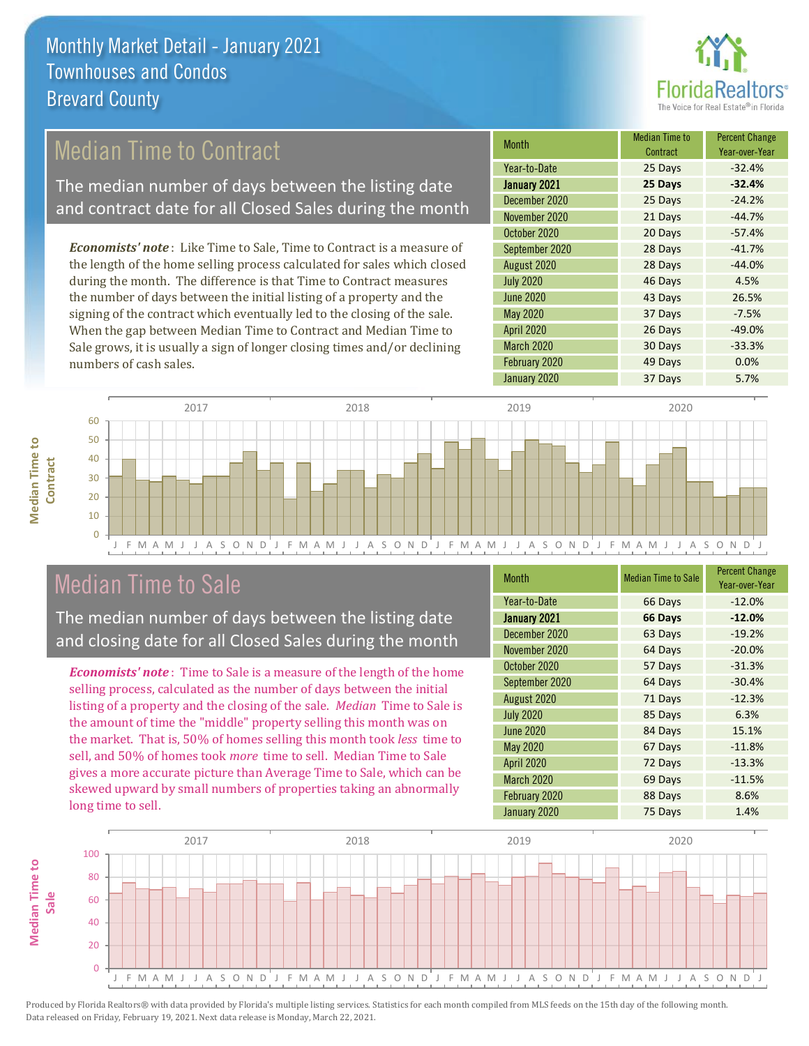# Monthly Market Detail - January 2021
## Townhouses and Condos
## Brevard County

## Median Time to Contract

The median number of days between the listing date and contract date for all Closed Sales during the month

*Economists' note*: Like Time to Sale, Time to Contract is a measure of the length of the home selling process calculated for sales which closed during the month. The difference is that Time to Contract measures the number of days between the initial listing of a property and the signing of the contract which eventually led to the closing of the sale. When the gap between Median Time to Contract and Median Time to Sale grows, it is usually a sign of longer closing times and/or declining numbers of cash sales.

| Month | Median Time to Contract | Percent Change Year-over-Year |
|---|---|---|
| Year-to-Date | 25 Days | -32.4% |
| **January 2021** | **25 Days** | **-32.4%** |
| December 2020 | 25 Days | -24.2% |
| November 2020 | 21 Days | -44.7% |
| October 2020 | 20 Days | -57.4% |
| September 2020 | 28 Days | -41.7% |
| August 2020 | 28 Days | -44.0% |
| July 2020 | 46 Days | 4.5% |
| June 2020 | 43 Days | 26.5% |
| May 2020 | 37 Days | -7.5% |
| April 2020 | 26 Days | -49.0% |
| March 2020 | 30 Days | -33.3% |
| February 2020 | 49 Days | 0.0% |
| January 2020 | 37 Days | 5.7% |

## Median Time to Sale

The median number of days between the listing date and closing date for all Closed Sales during the month

*Economists' note*: Time to Sale is a measure of the length of the home selling process, calculated as the number of days between the initial listing of a property and the closing of the sale. *Median* Time to Sale is the amount of time the "middle" property selling this month was on the market. That is, 50% of homes selling this month took *less* time to sell, and 50% of homes took *more* time to sell. Median Time to Sale gives a more accurate picture than Average Time to Sale, which can be skewed upward by small numbers of properties taking an abnormally long time to sell.

| Month | Median Time to Sale | Percent Change Year-over-Year |
|---|---|---|
| Year-to-Date | 66 Days | -12.0% |
| **January 2021** | **66 Days** | **-12.0%** |
| December 2020 | 63 Days | -19.2% |
| November 2020 | 64 Days | -20.0% |
| October 2020 | 57 Days | -31.3% |
| September 2020 | 64 Days | -30.4% |
| August 2020 | 71 Days | -12.3% |
| July 2020 | 85 Days | 6.3% |
| June 2020 | 84 Days | 15.1% |
| May 2020 | 67 Days | -11.8% |
| April 2020 | 72 Days | -13.3% |
| March 2020 | 69 Days | -11.5% |
| February 2020 | 88 Days | 8.6% |
| January 2020 | 75 Days | 1.4% |

Produced by Florida Realtors® with data provided by Florida's multiple listing services. Statistics for each month compiled from MLS feeds on the 15th day of the following month. Data released on Friday, February 19, 2021. Next data release is Monday, March 22, 2021.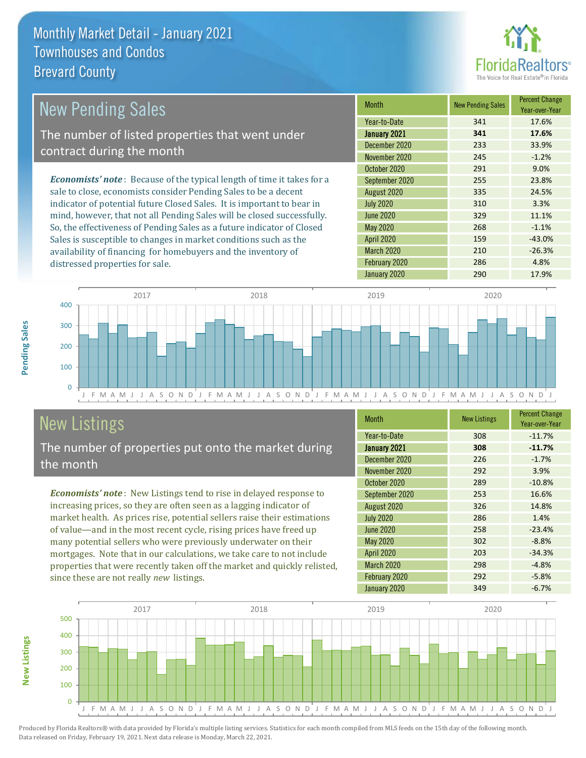# Monthly Market Detail - January 2021
## Townhouses and Condos
## Brevard County

## New Pending Sales

The number of listed properties that went under contract during the month

***Economists' note***: Because of the typical length of time it takes for a sale to close, economists consider Pending Sales to be a decent indicator of potential future Closed Sales. It is important to bear in mind, however, that not all Pending Sales will be closed successfully. So, the effectiveness of Pending Sales as a future indicator of Closed Sales is susceptible to changes in market conditions such as the availability of financing for homebuyers and the inventory of distressed properties for sale.

| Month | New Pending Sales | Percent Change Year-over-Year |
|---|---|---|
| Year-to-Date | 341 | 17.6% |
| **January 2021** | **341** | **17.6%** |
| December 2020 | 233 | 33.9% |
| November 2020 | 245 | -1.2% |
| October 2020 | 291 | 9.0% |
| September 2020 | 255 | 23.8% |
| August 2020 | 335 | 24.5% |
| July 2020 | 310 | 3.3% |
| June 2020 | 329 | 11.1% |
| May 2020 | 268 | -1.1% |
| April 2020 | 159 | -43.0% |
| March 2020 | 210 | -26.3% |
| February 2020 | 286 | 4.8% |
| January 2020 | 290 | 17.9% |

## New Listings

The number of properties put onto the market during the month

***Economists' note***: New Listings tend to rise in delayed response to increasing prices, so they are often seen as a lagging indicator of market health. As prices rise, potential sellers raise their estimations of value—and in the most recent cycle, rising prices have freed up many potential sellers who were previously underwater on their mortgages. Note that in our calculations, we take care to not include properties that were recently taken off the market and quickly relisted, since these are not really *new* listings.

| Month | New Listings | Percent Change Year-over-Year |
|---|---|---|
| Year-to-Date | 308 | -11.7% |
| **January 2021** | **308** | **-11.7%** |
| December 2020 | 226 | -1.7% |
| November 2020 | 292 | 3.9% |
| October 2020 | 289 | -10.8% |
| September 2020 | 253 | 16.6% |
| August 2020 | 326 | 14.8% |
| July 2020 | 286 | 1.4% |
| June 2020 | 258 | -23.4% |
| May 2020 | 302 | -8.8% |
| April 2020 | 203 | -34.3% |
| March 2020 | 298 | -4.8% |
| February 2020 | 292 | -5.8% |
| January 2020 | 349 | -6.7% |

Produced by Florida Realtors® with data provided by Florida's multiple listing services. Statistics for each month compiled from MLS feeds on the 15th day of the following month. Data released on Friday, February 19, 2021. Next data release is Monday, March 22, 2021.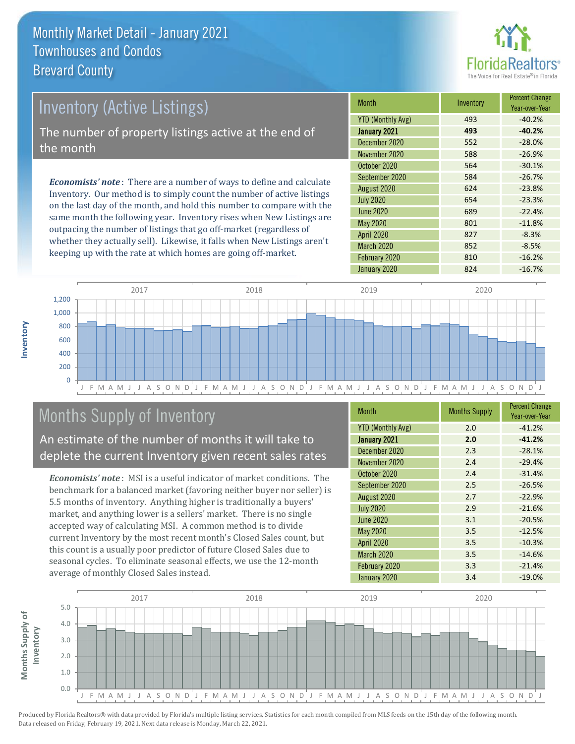# Monthly Market Detail - January 2021
## Townhouses and Condos
## Brevard County

## Inventory (Active Listings)

The number of property listings active at the end of the month

***Economists' note***: There are a number of ways to define and calculate Inventory. Our method is to simply count the number of active listings on the last day of the month, and hold this number to compare with the same month the following year. Inventory rises when New Listings are outpacing the number of listings that go off-market (regardless of whether they actually sell). Likewise, it falls when New Listings aren't keeping up with the rate at which homes are going off-market.

| Month | Inventory | Percent Change Year-over-Year |
|---|---|---|
| YTD (Monthly Avg) | 493 | -40.2% |
| **January 2021** | **493** | **-40.2%** |
| December 2020 | 552 | -28.0% |
| November 2020 | 588 | -26.9% |
| October 2020 | 564 | -30.1% |
| September 2020 | 584 | -26.7% |
| August 2020 | 624 | -23.8% |
| July 2020 | 654 | -23.3% |
| June 2020 | 689 | -22.4% |
| May 2020 | 801 | -11.8% |
| April 2020 | 827 | -8.3% |
| March 2020 | 852 | -8.5% |
| February 2020 | 810 | -16.2% |
| January 2020 | 824 | -16.7% |

## Months Supply of Inventory

An estimate of the number of months it will take to deplete the current Inventory given recent sales rates

***Economists' note***: MSI is a useful indicator of market conditions. The benchmark for a balanced market (favoring neither buyer nor seller) is 5.5 months of inventory. Anything higher is traditionally a buyers' market, and anything lower is a sellers' market. There is no single accepted way of calculating MSI. A common method is to divide current Inventory by the most recent month's Closed Sales count, but this count is a usually poor predictor of future Closed Sales due to seasonal cycles. To eliminate seasonal effects, we use the 12-month average of monthly Closed Sales instead.

| Month | Months Supply | Percent Change Year-over-Year |
|---|---|---|
| YTD (Monthly Avg) | 2.0 | -41.2% |
| **January 2021** | **2.0** | **-41.2%** |
| December 2020 | 2.3 | -28.1% |
| November 2020 | 2.4 | -29.4% |
| October 2020 | 2.4 | -31.4% |
| September 2020 | 2.5 | -26.5% |
| August 2020 | 2.7 | -22.9% |
| July 2020 | 2.9 | -21.6% |
| June 2020 | 3.1 | -20.5% |
| May 2020 | 3.5 | -12.5% |
| April 2020 | 3.5 | -10.3% |
| March 2020 | 3.5 | -14.6% |
| February 2020 | 3.3 | -21.4% |
| January 2020 | 3.4 | -19.0% |

Produced by Florida Realtors® with data provided by Florida's multiple listing services. Statistics for each month compiled from MLS feeds on the 15th day of the following month. Data released on Friday, February 19, 2021. Next data release is Monday, March 22, 2021.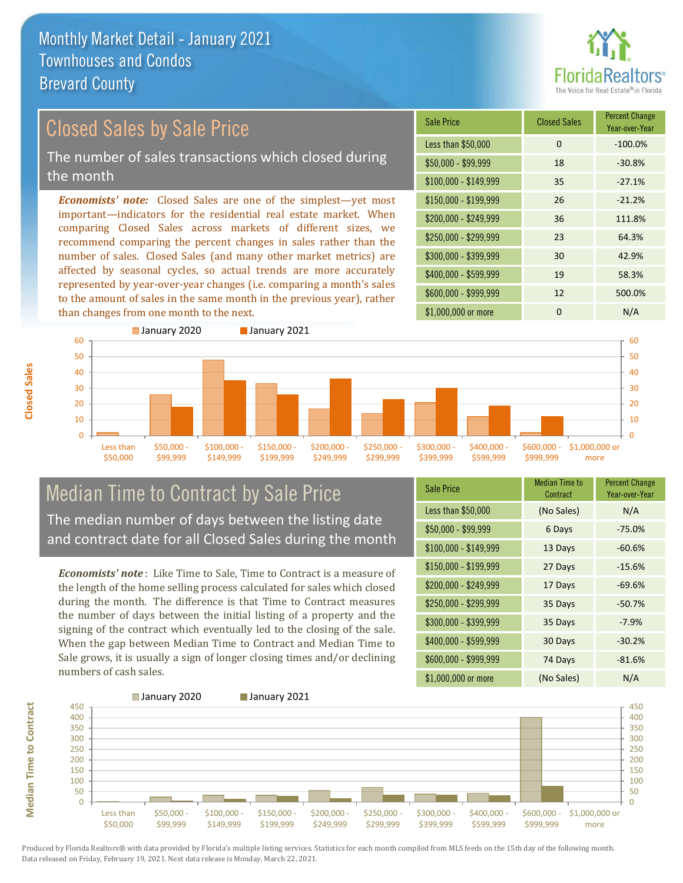# Monthly Market Detail - January 2021
## Townhouses and Condos
## Brevard County

## Closed Sales by Sale Price

The number of sales transactions which closed during the month

*Economists' note:* Closed Sales are one of the simplest—yet most important—indicators for the residential real estate market. When comparing Closed Sales across markets of different sizes, we recommend comparing the percent changes in sales rather than the number of sales. Closed Sales (and many other market metrics) are affected by seasonal cycles, so actual trends are more accurately represented by year-over-year changes (i.e. comparing a month's sales to the amount of sales in the same month in the previous year), rather than changes from one month to the next.

| Sale Price | Closed Sales | Percent Change Year-over-Year |
|---|---|---|
| Less than $50,000 | 0 | -100.0% |
| $50,000 - $99,999 | 18 | -30.8% |
| $100,000 - $149,999 | 35 | -27.1% |
| $150,000 - $199,999 | 26 | -21.2% |
| $200,000 - $249,999 | 36 | 111.8% |
| $250,000 - $299,999 | 23 | 64.3% |
| $300,000 - $399,999 | 30 | 42.9% |
| $400,000 - $599,999 | 19 | 58.3% |
| $600,000 - $999,999 | 12 | 500.0% |
| $1,000,000 or more | 0 | N/A |

## Median Time to Contract by Sale Price

The median number of days between the listing date and contract date for all Closed Sales during the month

*Economists' note*: Like Time to Sale, Time to Contract is a measure of the length of the home selling process calculated for sales which closed during the month. The difference is that Time to Contract measures the number of days between the initial listing of a property and the signing of the contract which eventually led to the closing of the sale. When the gap between Median Time to Contract and Median Time to Sale grows, it is usually a sign of longer closing times and/or declining numbers of cash sales.

| Sale Price | Median Time to Contract | Percent Change Year-over-Year |
|---|---|---|
| Less than $50,000 | (No Sales) | N/A |
| $50,000 - $99,999 | 6 Days | -75.0% |
| $100,000 - $149,999 | 13 Days | -60.6% |
| $150,000 - $199,999 | 27 Days | -15.6% |
| $200,000 - $249,999 | 17 Days | -69.6% |
| $250,000 - $299,999 | 35 Days | -50.7% |
| $300,000 - $399,999 | 35 Days | -7.9% |
| $400,000 - $599,999 | 30 Days | -30.2% |
| $600,000 - $999,999 | 74 Days | -81.6% |
| $1,000,000 or more | (No Sales) | N/A |

Produced by Florida Realtors® with data provided by Florida's multiple listing services. Statistics for each month compiled from MLS feeds on the 15th day of the following month. Data released on Friday, February 19, 2021. Next data release is Monday, March 22, 2021.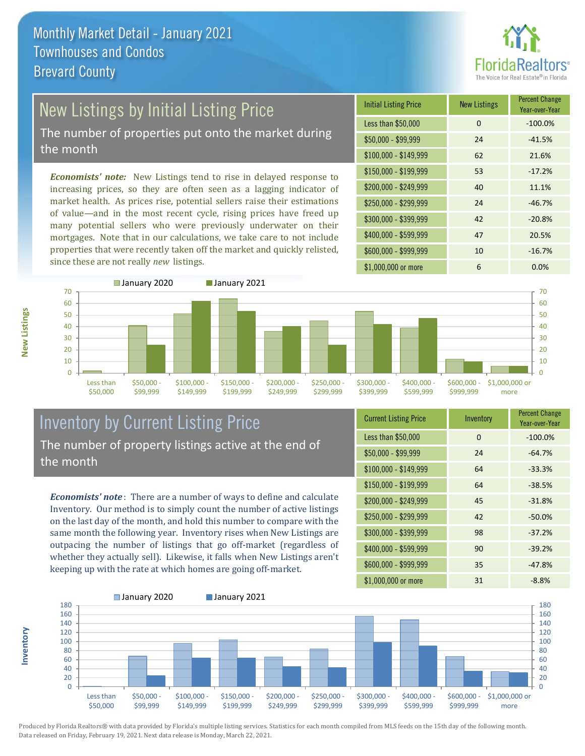# Monthly Market Detail - January 2021
## Townhouses and Condos
## Brevard County

## New Listings by Initial Listing Price

The number of properties put onto the market during the month

*Economists' note:* New Listings tend to rise in delayed response to increasing prices, so they are often seen as a lagging indicator of market health. As prices rise, potential sellers raise their estimations of value—and in the most recent cycle, rising prices have freed up many potential sellers who were previously underwater on their mortgages. Note that in our calculations, we take care to not include properties that were recently taken off the market and quickly relisted, since these are not really *new* listings.

| Initial Listing Price | New Listings | Percent Change Year-over-Year |
|---|---|---|
| Less than $50,000 | 0 | -100.0% |
| $50,000 - $99,999 | 24 | -41.5% |
| $100,000 - $149,999 | 62 | 21.6% |
| $150,000 - $199,999 | 53 | -17.2% |
| $200,000 - $249,999 | 40 | 11.1% |
| $250,000 - $299,999 | 24 | -46.7% |
| $300,000 - $399,999 | 42 | -20.8% |
| $400,000 - $599,999 | 47 | 20.5% |
| $600,000 - $999,999 | 10 | -16.7% |
| $1,000,000 or more | 6 | 0.0% |

## Inventory by Current Listing Price

The number of property listings active at the end of the month

*Economists' note*: There are a number of ways to define and calculate Inventory. Our method is to simply count the number of active listings on the last day of the month, and hold this number to compare with the same month the following year. Inventory rises when New Listings are outpacing the number of listings that go off-market (regardless of whether they actually sell). Likewise, it falls when New Listings aren't keeping up with the rate at which homes are going off-market.

| Current Listing Price | Inventory | Percent Change Year-over-Year |
|---|---|---|
| Less than $50,000 | 0 | -100.0% |
| $50,000 - $99,999 | 24 | -64.7% |
| $100,000 - $149,999 | 64 | -33.3% |
| $150,000 - $199,999 | 64 | -38.5% |
| $200,000 - $249,999 | 45 | -31.8% |
| $250,000 - $299,999 | 42 | -50.0% |
| $300,000 - $399,999 | 98 | -37.2% |
| $400,000 - $599,999 | 90 | -39.2% |
| $600,000 - $999,999 | 35 | -47.8% |
| $1,000,000 or more | 31 | -8.8% |

Produced by Florida Realtors® with data provided by Florida's multiple listing services. Statistics for each month compiled from MLS feeds on the 15th day of the following month. Data released on Friday, February 19, 2021. Next data release is Monday, March 22, 2021.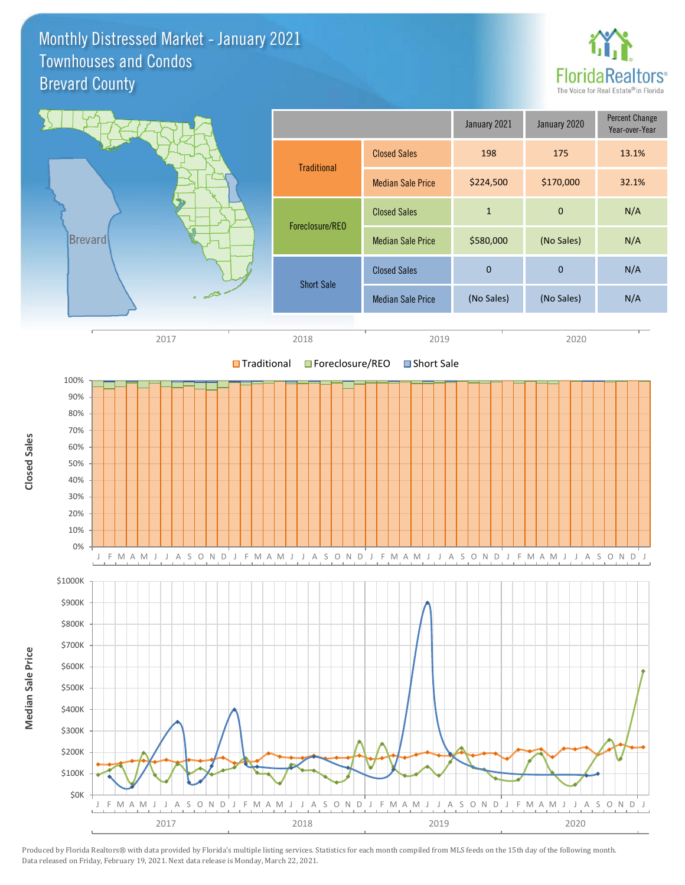# Monthly Distressed Market - January 2021
## Townhouses and Condos
## Brevard County

FloridaRealtors®
The Voice for Real Estate® in Florida

Brevard

| | | January 2021 | January 2020 | Percent Change Year-over-Year |
|---|---|---|---|---|
| Traditional | Closed Sales | 198 | 175 | 13.1% |
| | Median Sale Price | $224,500 | $170,000 | 32.1% |
| Foreclosure/REO | Closed Sales | 1 | 0 | N/A |
| | Median Sale Price | $580,000 | (No Sales) | N/A |
| Short Sale | Closed Sales | 0 | 0 | N/A |
| | Median Sale Price | (No Sales) | (No Sales) | N/A |

2017 2018 2019 2020

Traditional Foreclosure/REO Short Sale

Closed Sales

100%
90%
80%
70%
60%
50%
40%
30%
20%
10%
0%

J F M A M J J A S O N D J F M A M J J A S O N D J F M A M J J A S O N D J F M A M J J A S O N D J

Median Sale Price

$1000K
$900K
$800K
$700K
$600K
$500K
$400K
$300K
$200K
$100K
$0K

J F M A M J J A S O N D J F M A M J J A S O N D J F M A M J J A S O N D J F M A M J J A S O N D J

2017 2018 2019 2020

Produced by Florida Realtors® with data provided by Florida's multiple listing services. Statistics for each month compiled from MLS feeds on the 15th day of the following month.
Data released on Friday, February 19, 2021. Next data release is Monday, March 22, 2021.